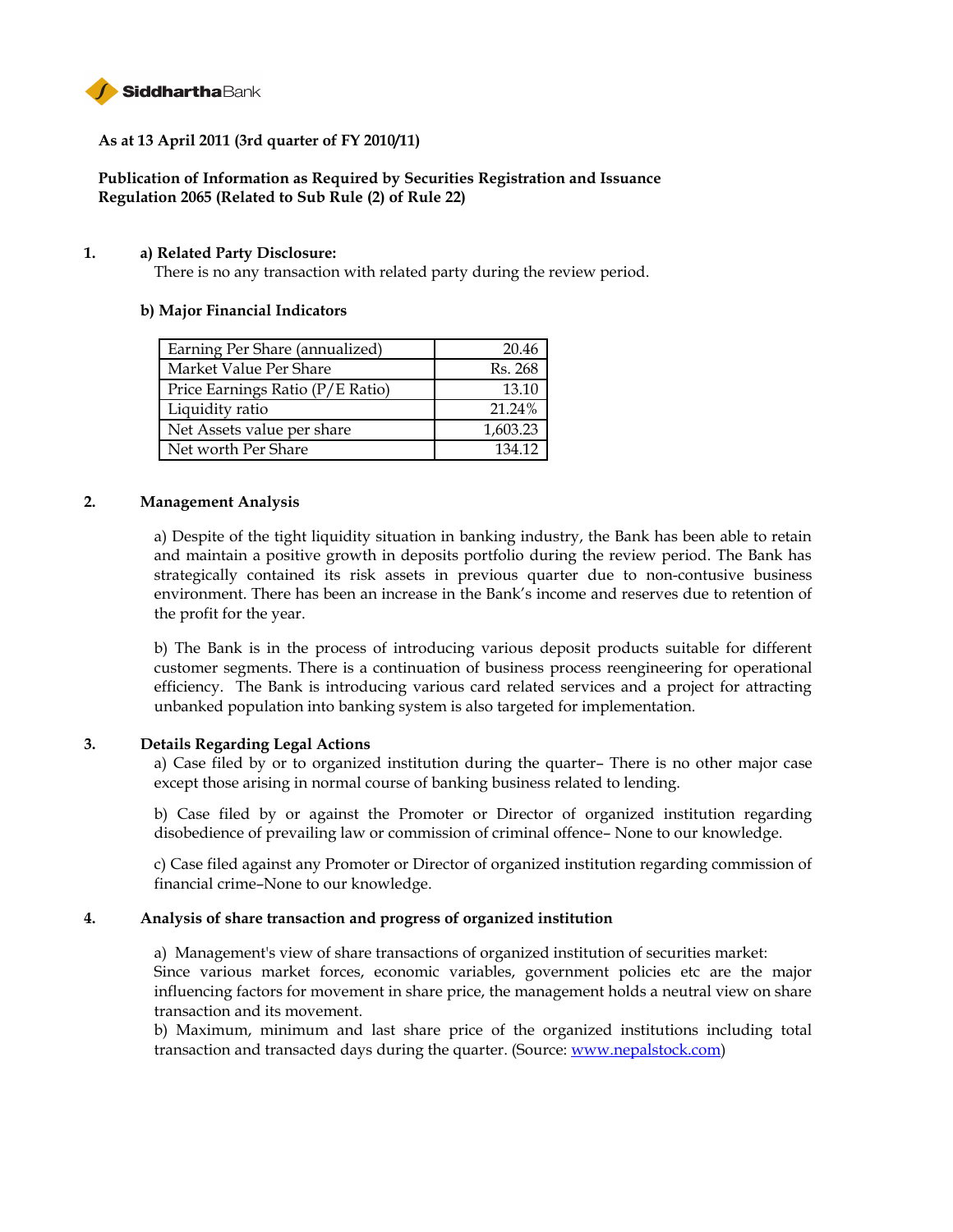SiddharthaBank

**As at 13 April 2011 (3rd quarter of FY 2010/11)**

**Publication of Information as Required by Securities Registration and Issuance Regulation 2065 (Related to Sub Rule (2) of Rule 22)**

**1. a) Related Party Disclosure:**

There is no any transaction with related party during the review period.

**b) Major Financial Indicators**

| | |
|---|---|
| Earning Per Share (annualized) | 20.46 |
| Market Value Per Share | Rs. 268 |
| Price Earnings Ratio (P/E Ratio) | 13.10 |
| Liquidity ratio | 21.24% |
| Net Assets value per share | 1,603.23 |
| Net worth Per Share | 134.12 |

**2. Management Analysis**

a) Despite of the tight liquidity situation in banking industry, the Bank has been able to retain and maintain a positive growth in deposits portfolio during the review period. The Bank has strategically contained its risk assets in previous quarter due to non-contusive business environment. There has been an increase in the Bank's income and reserves due to retention of the profit for the year.

b) The Bank is in the process of introducing various deposit products suitable for different customer segments. There is a continuation of business process reengineering for operational efficiency. The Bank is introducing various card related services and a project for attracting unbanked population into banking system is also targeted for implementation.

**3. Details Regarding Legal Actions**

a) Case filed by or to organized institution during the quarter– There is no other major case except those arising in normal course of banking business related to lending.

b) Case filed by or against the Promoter or Director of organized institution regarding disobedience of prevailing law or commission of criminal offence– None to our knowledge.

c) Case filed against any Promoter or Director of organized institution regarding commission of financial crime–None to our knowledge.

**4. Analysis of share transaction and progress of organized institution**

a) Management's view of share transactions of organized institution of securities market:
Since various market forces, economic variables, government policies etc are the major influencing factors for movement in share price, the management holds a neutral view on share transaction and its movement.

b) Maximum, minimum and last share price of the organized institutions including total transaction and transacted days during the quarter. (Source: www.nepalstock.com)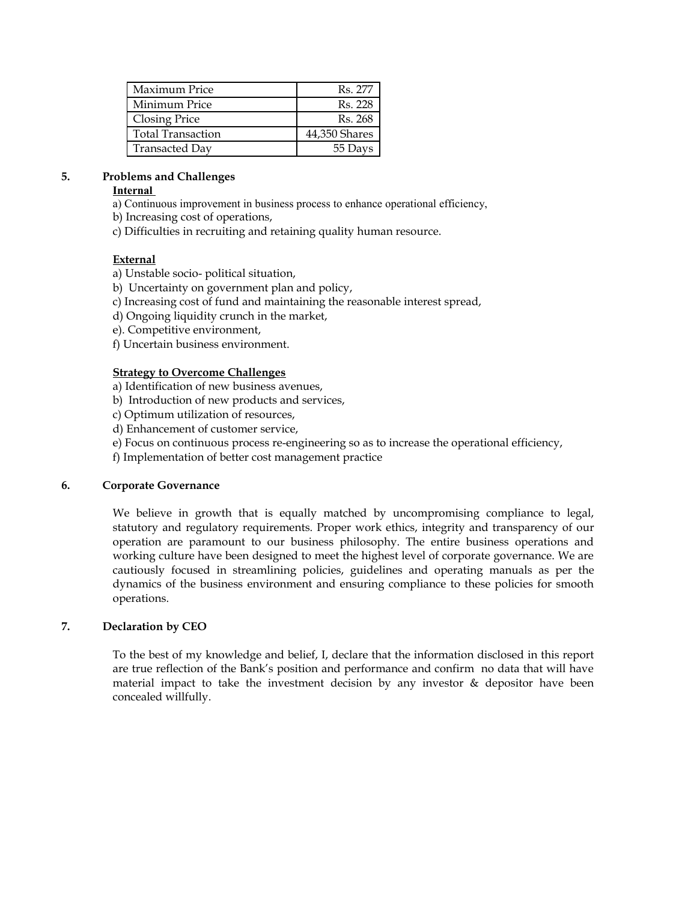| | |
|---|---|
| Maximum Price | Rs. 277 |
| Minimum Price | Rs. 228 |
| Closing Price | Rs. 268 |
| Total Transaction | 44,350 Shares |
| Transacted Day | 55 Days |

**5. Problems and Challenges**

**Internal**

a) Continuous improvement in business process to enhance operational efficiency,
b) Increasing cost of operations,
c) Difficulties in recruiting and retaining quality human resource.

**External**

a) Unstable socio- political situation,
b) Uncertainty on government plan and policy,
c) Increasing cost of fund and maintaining the reasonable interest spread,
d) Ongoing liquidity crunch in the market,
e). Competitive environment,
f) Uncertain business environment.

**Strategy to Overcome Challenges**

a) Identification of new business avenues,
b) Introduction of new products and services,
c) Optimum utilization of resources,
d) Enhancement of customer service,
e) Focus on continuous process re-engineering so as to increase the operational efficiency,
f) Implementation of better cost management practice

**6. Corporate Governance**

We believe in growth that is equally matched by uncompromising compliance to legal, statutory and regulatory requirements. Proper work ethics, integrity and transparency of our operation are paramount to our business philosophy. The entire business operations and working culture have been designed to meet the highest level of corporate governance. We are cautiously focused in streamlining policies, guidelines and operating manuals as per the dynamics of the business environment and ensuring compliance to these policies for smooth operations.

**7. Declaration by CEO**

To the best of my knowledge and belief, I, declare that the information disclosed in this report are true reflection of the Bank's position and performance and confirm no data that will have material impact to take the investment decision by any investor & depositor have been concealed willfully.